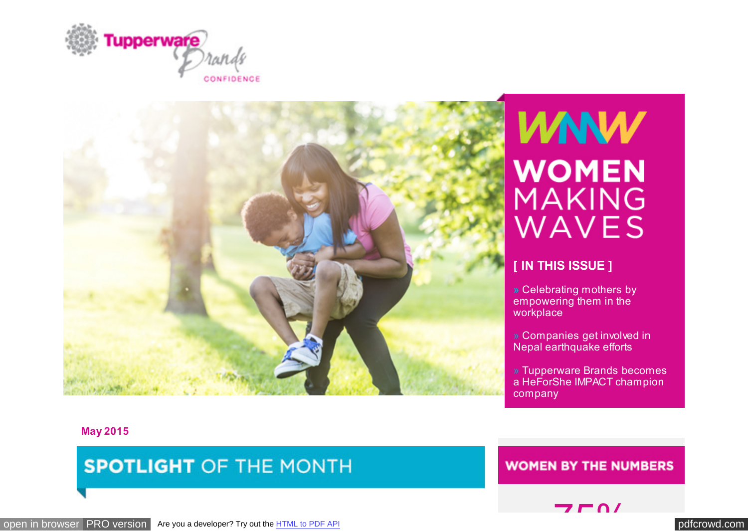Tupperware Brands CONFIDENCE

# WMW WOMEN MAKING WAVES

## [ IN THIS ISSUE ]

» Celebrating mothers by empowering them in the workplace

» Companies get involved in Nepal earthquake efforts

» Tupperware Brands becomes a HeForShe IMPACT champion company

**May 2015**

## SPOTLIGHT OF THE MONTH

## WOMEN BY THE NUMBERS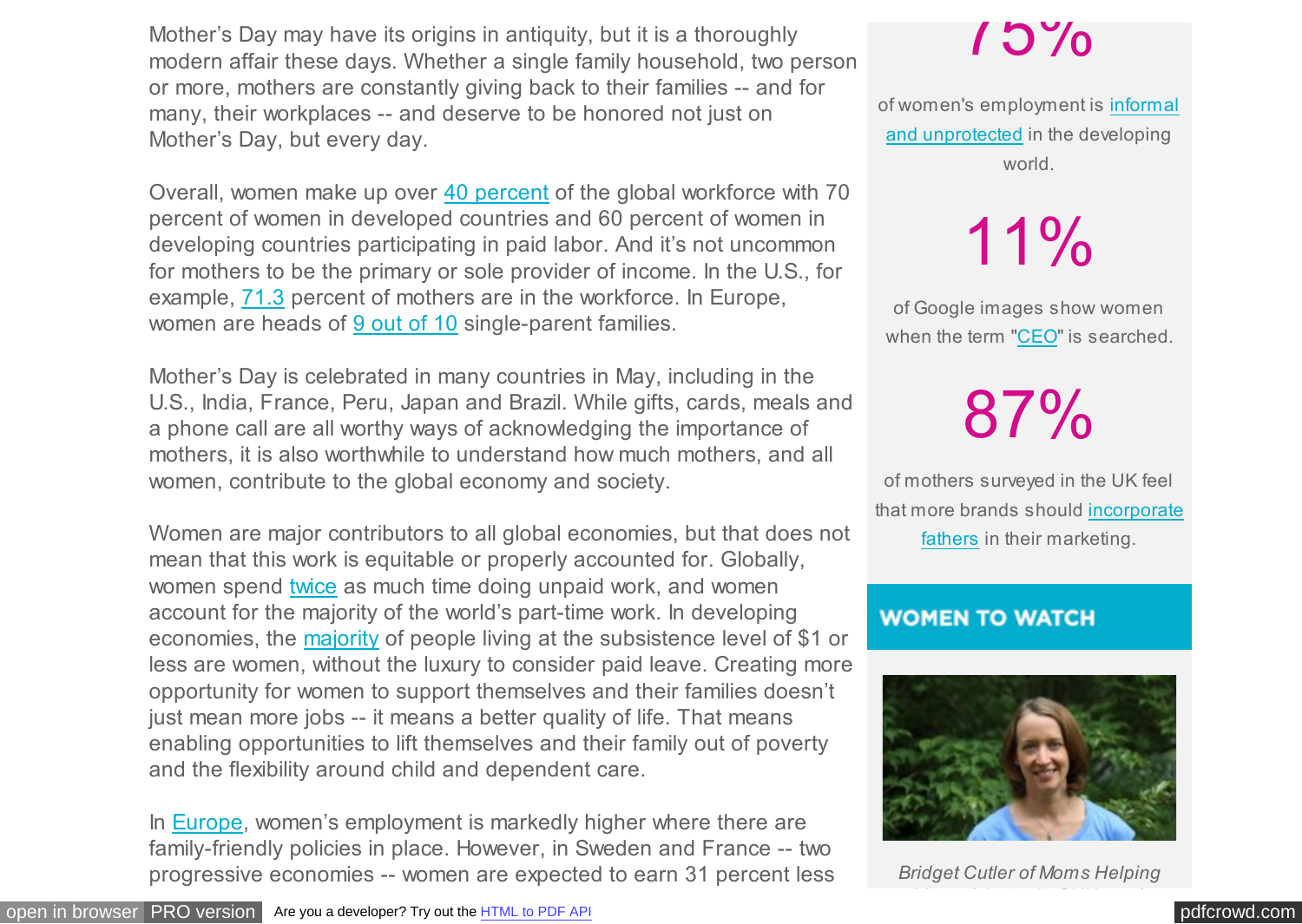Mother's Day may have its origins in antiquity, but it is a thoroughly modern affair these days. Whether a single family household, two person or more, mothers are constantly giving back to their families -- and for many, their workplaces -- and deserve to be honored not just on Mother's Day, but every day.

Overall, women make up over 40 percent of the global workforce with 70 percent of women in developed countries and 60 percent of women in developing countries participating in paid labor. And it's not uncommon for mothers to be the primary or sole provider of income. In the U.S., for example, 71.3 percent of mothers are in the workforce. In Europe, women are heads of 9 out of 10 single-parent families.

Mother's Day is celebrated in many countries in May, including in the U.S., India, France, Peru, Japan and Brazil. While gifts, cards, meals and a phone call are all worthy ways of acknowledging the importance of mothers, it is also worthwhile to understand how much mothers, and all women, contribute to the global economy and society.

Women are major contributors to all global economies, but that does not mean that this work is equitable or properly accounted for. Globally, women spend twice as much time doing unpaid work, and women account for the majority of the world's part-time work. In developing economies, the majority of people living at the subsistence level of $1 or less are women, without the luxury to consider paid leave. Creating more opportunity for women to support themselves and their families doesn't just mean more jobs -- it means a better quality of life. That means enabling opportunities to lift themselves and their family out of poverty and the flexibility around child and dependent care.

In Europe, women's employment is markedly higher where there are family-friendly policies in place. However, in Sweden and France -- two progressive economies -- women are expected to earn 31 percent less

75%

of women's employment is informal and unprotected in the developing world.

11%

of Google images show women when the term "CEO" is searched.

87%

of mothers surveyed in the UK feel that more brands should incorporate fathers in their marketing.

## WOMEN TO WATCH

*Bridget Cutler of Moms Helping*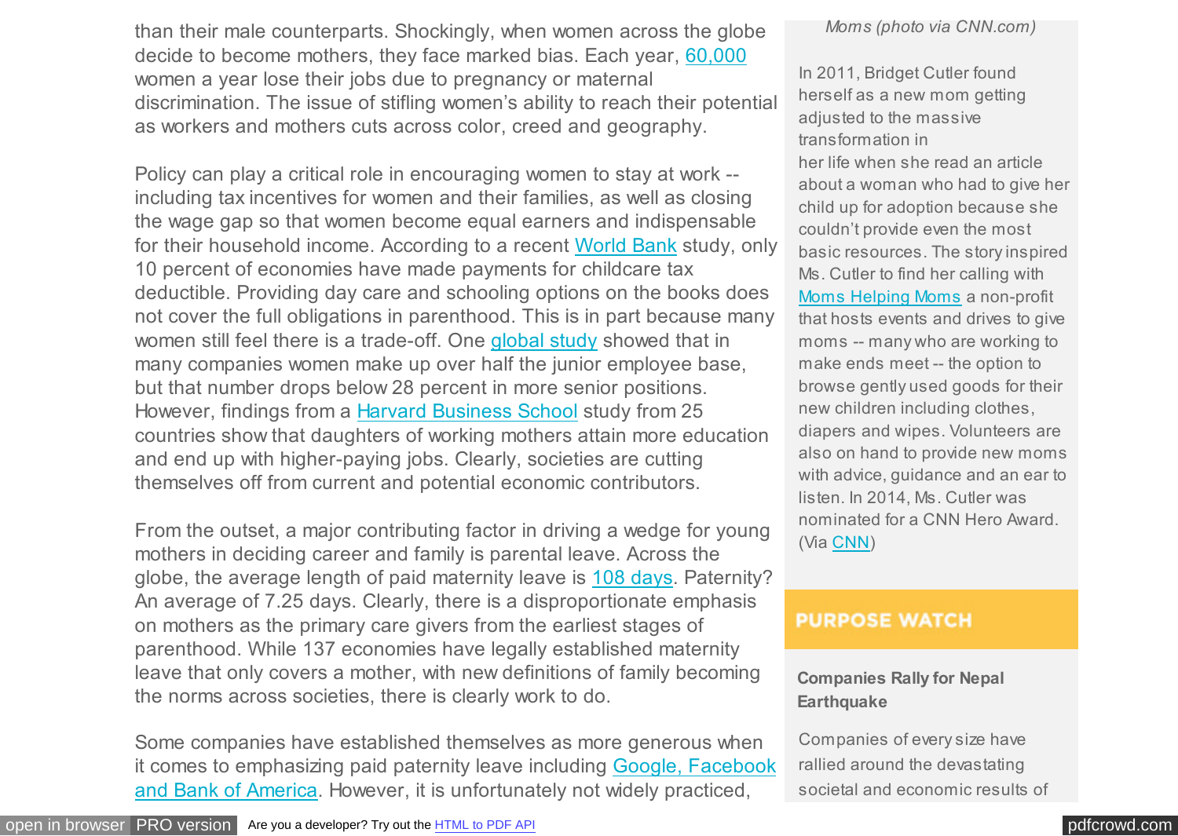than their male counterparts. Shockingly, when women across the globe decide to become mothers, they face marked bias. Each year, 60,000 women a year lose their jobs due to pregnancy or maternal discrimination. The issue of stifling women's ability to reach their potential as workers and mothers cuts across color, creed and geography.

Policy can play a critical role in encouraging women to stay at work -- including tax incentives for women and their families, as well as closing the wage gap so that women become equal earners and indispensable for their household income. According to a recent World Bank study, only 10 percent of economies have made payments for childcare tax deductible. Providing day care and schooling options on the books does not cover the full obligations in parenthood. This is in part because many women still feel there is a trade-off. One global study showed that in many companies women make up over half the junior employee base, but that number drops below 28 percent in more senior positions. However, findings from a Harvard Business School study from 25 countries show that daughters of working mothers attain more education and end up with higher-paying jobs. Clearly, societies are cutting themselves off from current and potential economic contributors.

From the outset, a major contributing factor in driving a wedge for young mothers in deciding career and family is parental leave. Across the globe, the average length of paid maternity leave is 108 days. Paternity? An average of 7.25 days. Clearly, there is a disproportionate emphasis on mothers as the primary care givers from the earliest stages of parenthood. While 137 economies have legally established maternity leave that only covers a mother, with new definitions of family becoming the norms across societies, there is clearly work to do.

Some companies have established themselves as more generous when it comes to emphasizing paid paternity leave including Google, Facebook and Bank of America. However, it is unfortunately not widely practiced,

*Moms (photo via CNN.com)*

In 2011, Bridget Cutler found herself as a new mom getting adjusted to the massive transformation in her life when she read an article about a woman who had to give her child up for adoption because she couldn't provide even the most basic resources. The story inspired Ms. Cutler to find her calling with Moms Helping Moms a non-profit that hosts events and drives to give moms -- many who are working to make ends meet -- the option to browse gently used goods for their new children including clothes, diapers and wipes. Volunteers are also on hand to provide new moms with advice, guidance and an ear to listen. In 2014, Ms. Cutler was nominated for a CNN Hero Award. (Via CNN)

## PURPOSE WATCH

**Companies Rally for Nepal Earthquake**

Companies of every size have rallied around the devastating societal and economic results of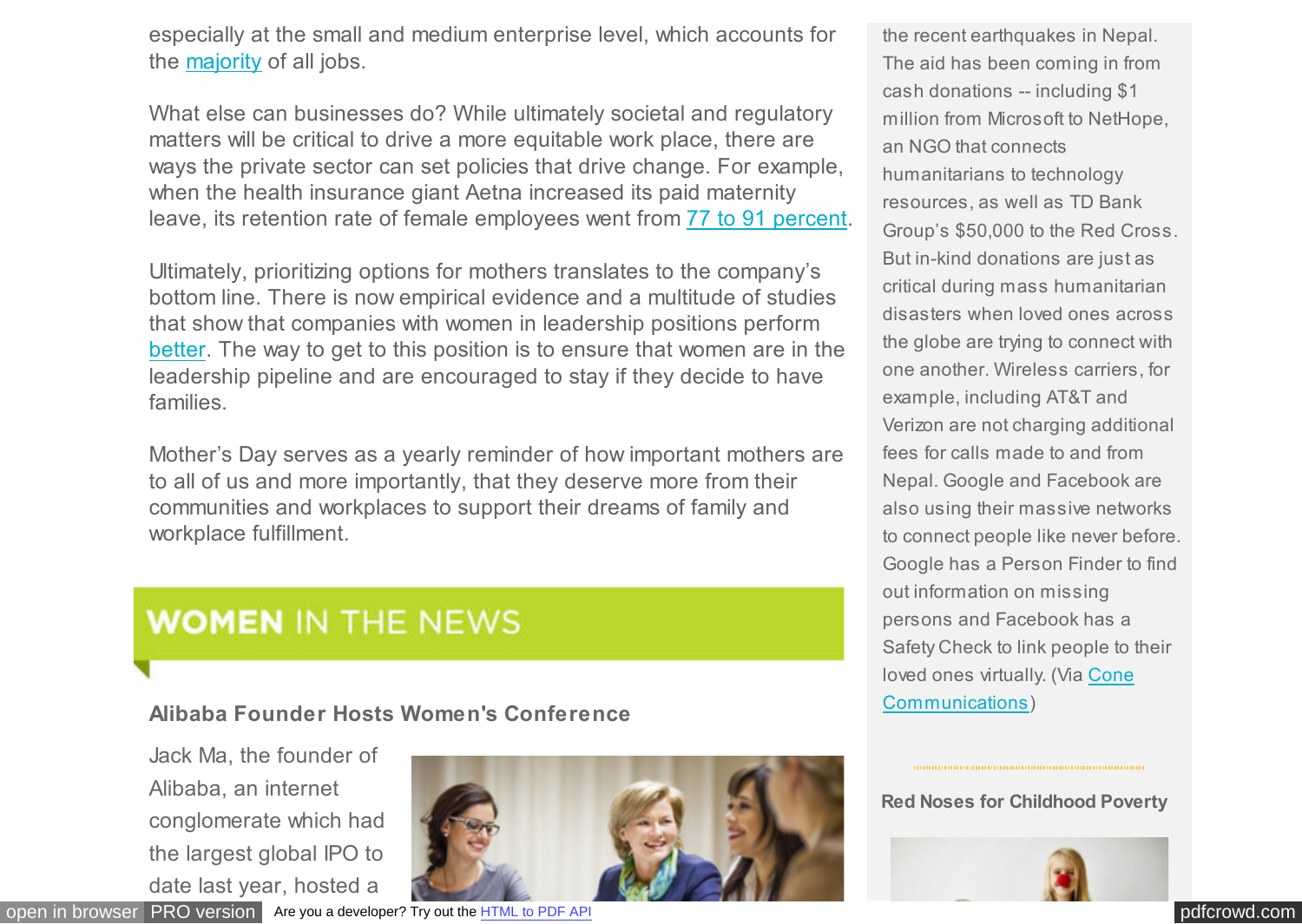especially at the small and medium enterprise level, which accounts for the majority of all jobs.

What else can businesses do? While ultimately societal and regulatory matters will be critical to drive a more equitable work place, there are ways the private sector can set policies that drive change. For example, when the health insurance giant Aetna increased its paid maternity leave, its retention rate of female employees went from 77 to 91 percent.

Ultimately, prioritizing options for mothers translates to the company's bottom line. There is now empirical evidence and a multitude of studies that show that companies with women in leadership positions perform better. The way to get to this position is to ensure that women are in the leadership pipeline and are encouraged to stay if they decide to have families.

Mother's Day serves as a yearly reminder of how important mothers are to all of us and more importantly, that they deserve more from their communities and workplaces to support their dreams of family and workplace fulfillment.

## WOMEN IN THE NEWS

### Alibaba Founder Hosts Women's Conference

Jack Ma, the founder of Alibaba, an internet conglomerate which had the largest global IPO to date last year, hosted a

the recent earthquakes in Nepal. The aid has been coming in from cash donations -- including $1 million from Microsoft to NetHope, an NGO that connects humanitarians to technology resources, as well as TD Bank Group's $50,000 to the Red Cross. But in-kind donations are just as critical during mass humanitarian disasters when loved ones across the globe are trying to connect with one another. Wireless carriers, for example, including AT&T and Verizon are not charging additional fees for calls made to and from Nepal. Google and Facebook are also using their massive networks to connect people like never before. Google has a Person Finder to find out information on missing persons and Facebook has a Safety Check to link people to their loved ones virtually. (Via Cone Communications)

### Red Noses for Childhood Poverty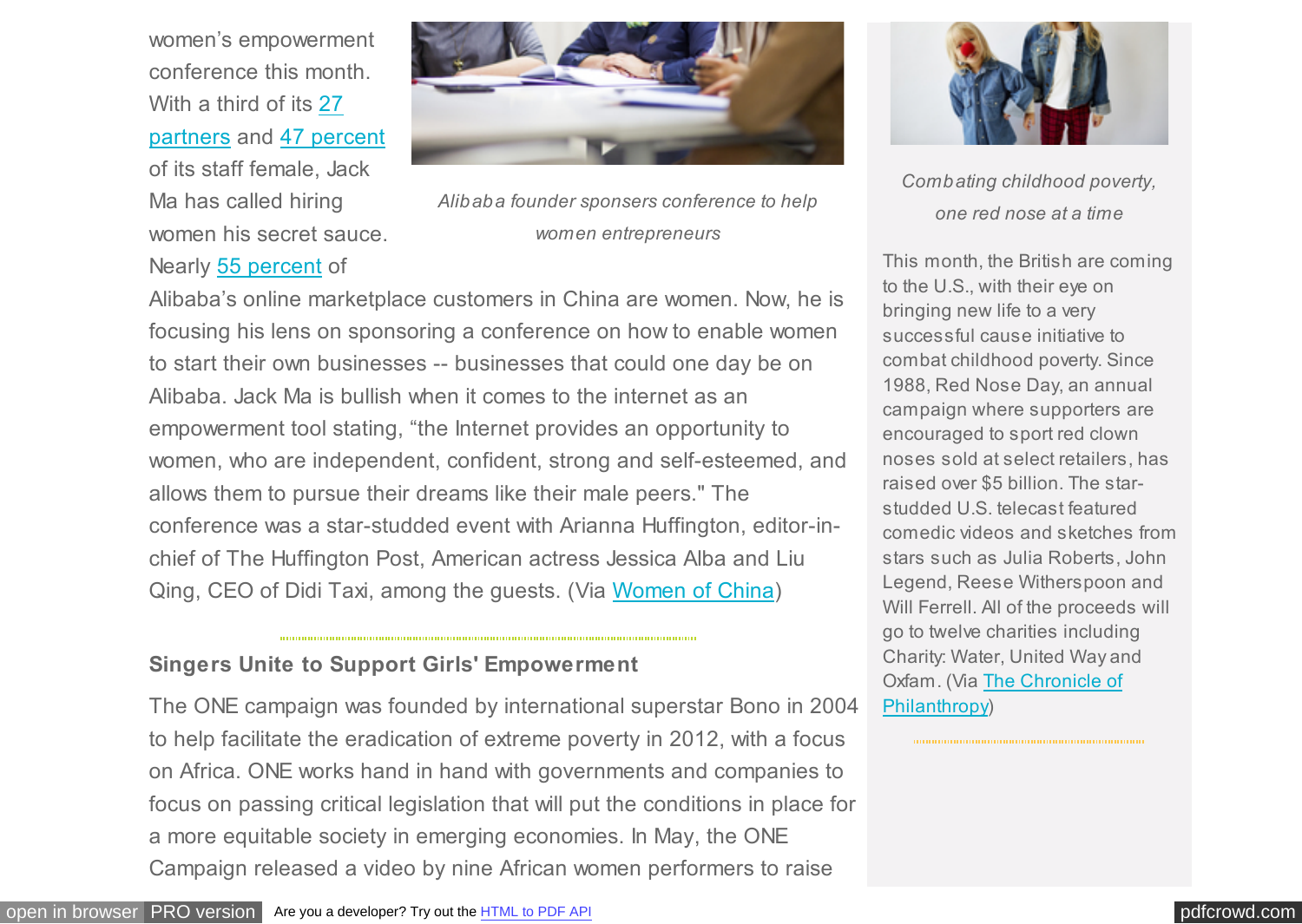women's empowerment conference this month. With a third of its 27 partners and 47 percent of its staff female, Jack Ma has called hiring women his secret sauce. Nearly 55 percent of Alibaba's online marketplace customers in China are women. Now, he is focusing his lens on sponsoring a conference on how to enable women to start their own businesses -- businesses that could one day be on Alibaba. Jack Ma is bullish when it comes to the internet as an empowerment tool stating, "the Internet provides an opportunity to women, who are independent, confident, strong and self-esteemed, and allows them to pursue their dreams like their male peers." The conference was a star-studded event with Arianna Huffington, editor-in-chief of The Huffington Post, American actress Jessica Alba and Liu Qing, CEO of Didi Taxi, among the guests. (Via Women of China)

*Alibaba founder sponsers conference to help women entrepreneurs*

### Singers Unite to Support Girls' Empowerment

The ONE campaign was founded by international superstar Bono in 2004 to help facilitate the eradication of extreme poverty in 2012, with a focus on Africa. ONE works hand in hand with governments and companies to focus on passing critical legislation that will put the conditions in place for a more equitable society in emerging economies. In May, the ONE Campaign released a video by nine African women performers to raise

*Combating childhood poverty, one red nose at a time*

This month, the British are coming to the U.S., with their eye on bringing new life to a very successful cause initiative to combat childhood poverty. Since 1988, Red Nose Day, an annual campaign where supporters are encouraged to sport red clown noses sold at select retailers, has raised over $5 billion. The star-studded U.S. telecast featured comedic videos and sketches from stars such as Julia Roberts, John Legend, Reese Witherspoon and Will Ferrell. All of the proceeds will go to twelve charities including Charity: Water, United Way and Oxfam. (Via The Chronicle of Philanthropy)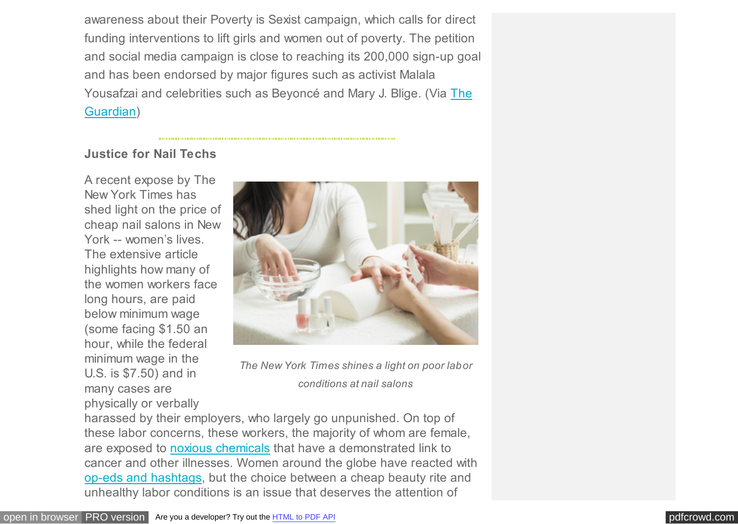awareness about their Poverty is Sexist campaign, which calls for direct funding interventions to lift girls and women out of poverty. The petition and social media campaign is close to reaching its 200,000 sign-up goal and has been endorsed by major figures such as activist Malala Yousafzai and celebrities such as Beyoncé and Mary J. Blige. (Via The Guardian)

**Justice for Nail Techs**

*The New York Times shines a light on poor labor conditions at nail salons*

A recent expose by The New York Times has shed light on the price of cheap nail salons in New York -- women's lives. The extensive article highlights how many of the women workers face long hours, are paid below minimum wage (some facing $1.50 an hour, while the federal minimum wage in the U.S. is $7.50) and in many cases are physically or verbally harassed by their employers, who largely go unpunished. On top of these labor concerns, these workers, the majority of whom are female, are exposed to noxious chemicals that have a demonstrated link to cancer and other illnesses. Women around the globe have reacted with op-eds and hashtags, but the choice between a cheap beauty rite and unhealthy labor conditions is an issue that deserves the attention of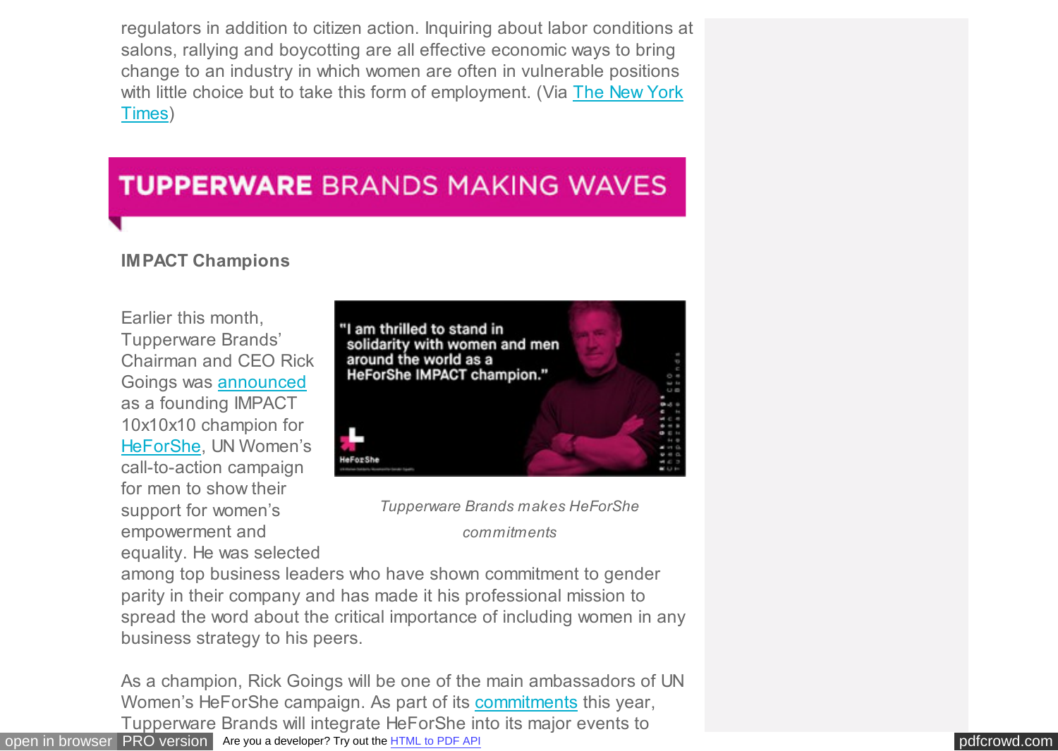regulators in addition to citizen action. Inquiring about labor conditions at salons, rallying and boycotting are all effective economic ways to bring change to an industry in which women are often in vulnerable positions with little choice but to take this form of employment. (Via The New York Times)

## TUPPERWARE BRANDS MAKING WAVES

**IMPACT Champions**

Earlier this month, Tupperware Brands' Chairman and CEO Rick Goings was announced as a founding IMPACT 10x10x10 champion for HeForShe, UN Women's call-to-action campaign for men to show their support for women's empowerment and equality. He was selected among top business leaders who have shown commitment to gender parity in their company and has made it his professional mission to spread the word about the critical importance of including women in any business strategy to his peers.

*Tupperware Brands makes HeForShe commitments*

As a champion, Rick Goings will be one of the main ambassadors of UN Women's HeForShe campaign. As part of its commitments this year, Tupperware Brands will integrate HeForShe into its major events to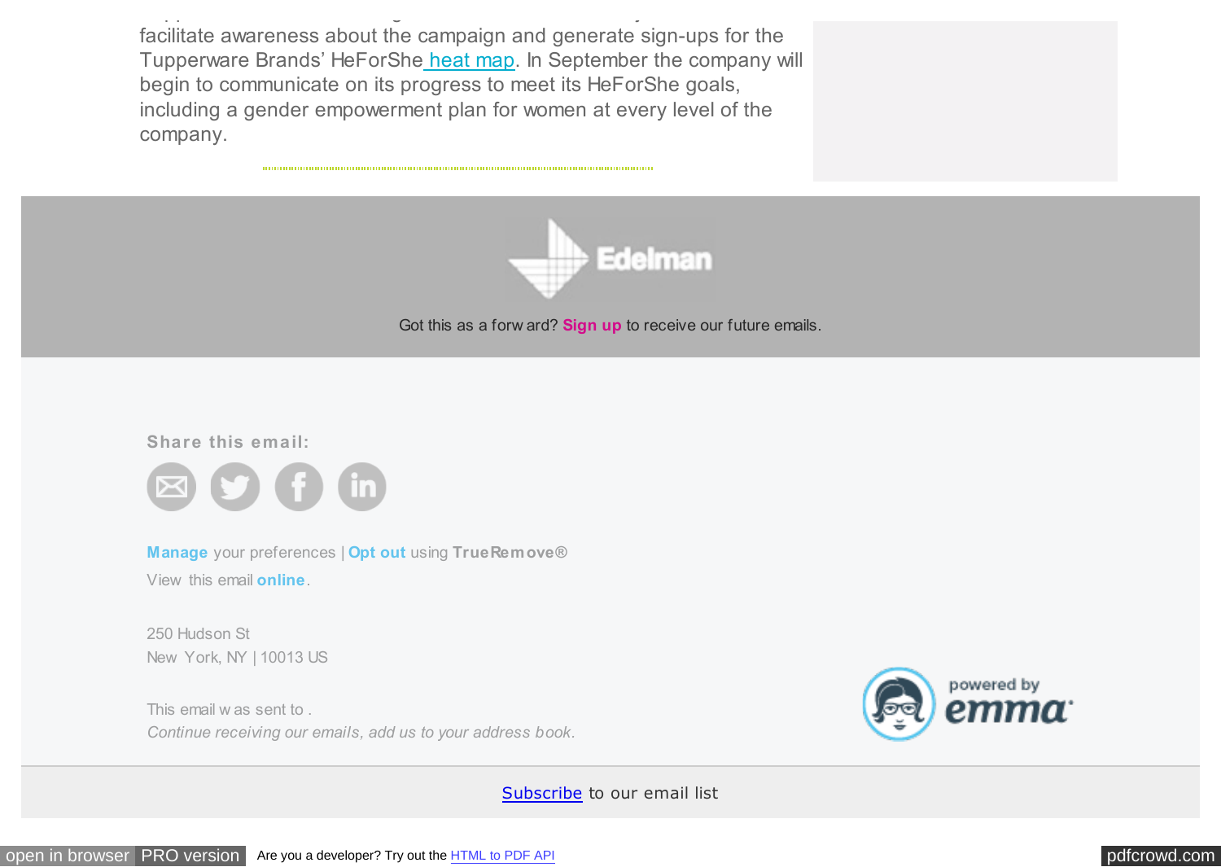facilitate awareness about the campaign and generate sign-ups for the Tupperware Brands' HeForShe heat map. In September the company will begin to communicate on its progress to meet its HeForShe goals, including a gender empowerment plan for women at every level of the company.

Got this as a forward? **Sign up** to receive our future emails.

**Share this email:**

**Manage** your preferences | **Opt out** using **TrueRemove®**

View this email **online**.

250 Hudson St
New York, NY | 10013 US

This email was sent to .

*Continue receiving our emails, add us to your address book.*

powered by emma

Subscribe to our email list